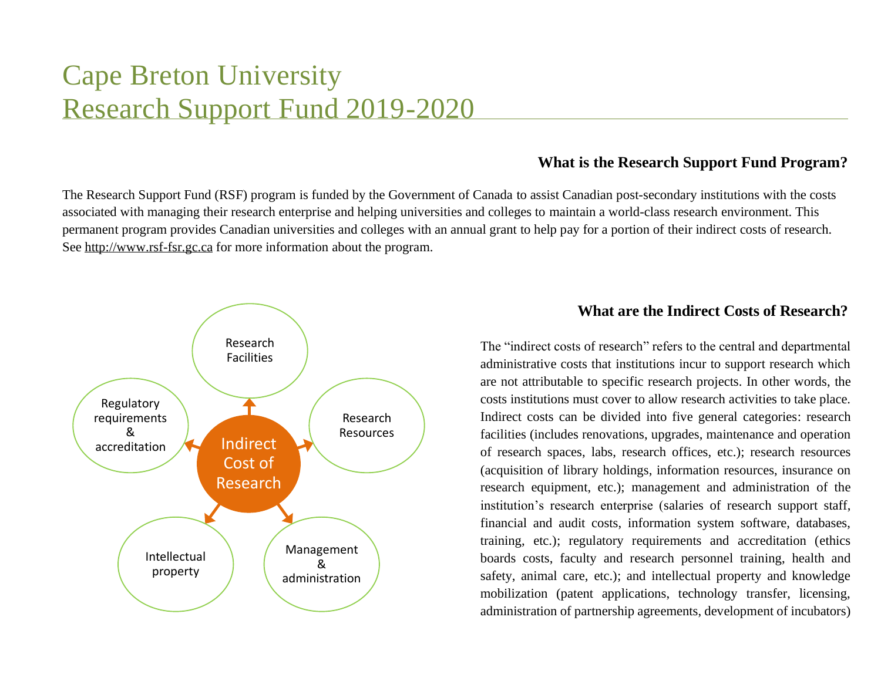# Cape Breton University
# Research Support Fund 2019-2020

### What is the Research Support Fund Program?

The Research Support Fund (RSF) program is funded by the Government of Canada to assist Canadian post-secondary institutions with the costs associated with managing their research enterprise and helping universities and colleges to maintain a world-class research environment. This permanent program provides Canadian universities and colleges with an annual grant to help pay for a portion of their indirect costs of research. See http://www.rsf-fsr.gc.ca for more information about the program.

Indirect Cost of Research

- Research Facilities
- Research Resources
- Management & administration
- Intellectual property
- Regulatory requirements & accreditation

### What are the Indirect Costs of Research?

The "indirect costs of research" refers to the central and departmental administrative costs that institutions incur to support research which are not attributable to specific research projects. In other words, the costs institutions must cover to allow research activities to take place. Indirect costs can be divided into five general categories: research facilities (includes renovations, upgrades, maintenance and operation of research spaces, labs, research offices, etc.); research resources (acquisition of library holdings, information resources, insurance on research equipment, etc.); management and administration of the institution's research enterprise (salaries of research support staff, financial and audit costs, information system software, databases, training, etc.); regulatory requirements and accreditation (ethics boards costs, faculty and research personnel training, health and safety, animal care, etc.); and intellectual property and knowledge mobilization (patent applications, technology transfer, licensing, administration of partnership agreements, development of incubators)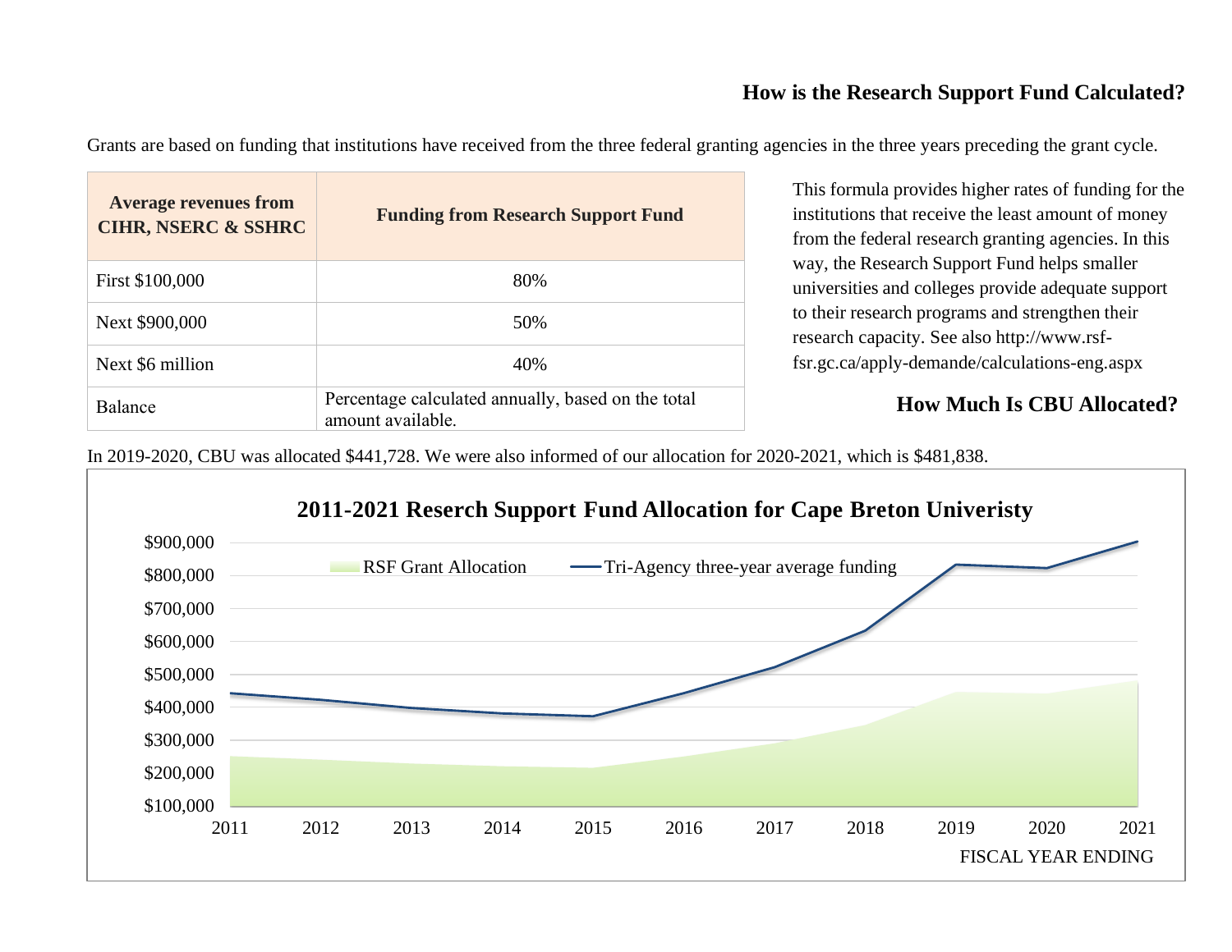## How is the Research Support Fund Calculated?

Grants are based on funding that institutions have received from the three federal granting agencies in the three years preceding the grant cycle.

| Average revenues from CIHR, NSERC & SSHRC | Funding from Research Support Fund |
| --- | --- |
| First $100,000 | 80% |
| Next $900,000 | 50% |
| Next $6 million | 40% |
| Balance | Percentage calculated annually, based on the total amount available. |

This formula provides higher rates of funding for the institutions that receive the least amount of money from the federal research granting agencies. In this way, the Research Support Fund helps smaller universities and colleges provide adequate support to their research programs and strengthen their research capacity. See also http://www.rsf-fsr.gc.ca/apply-demande/calculations-eng.aspx

## How Much Is CBU Allocated?

In 2019-2020, CBU was allocated $441,728. We were also informed of our allocation for 2020-2021, which is $481,838.

**2011-2021 Reserch Support Fund Allocation for Cape Breton Univeristy**

Legend: RSF Grant Allocation; Tri-Agency three-year average funding

Y-axis: $100,000 – $900,000

X-axis: 2011, 2012, 2013, 2014, 2015, 2016, 2017, 2018, 2019, 2020, 2021 — FISCAL YEAR ENDING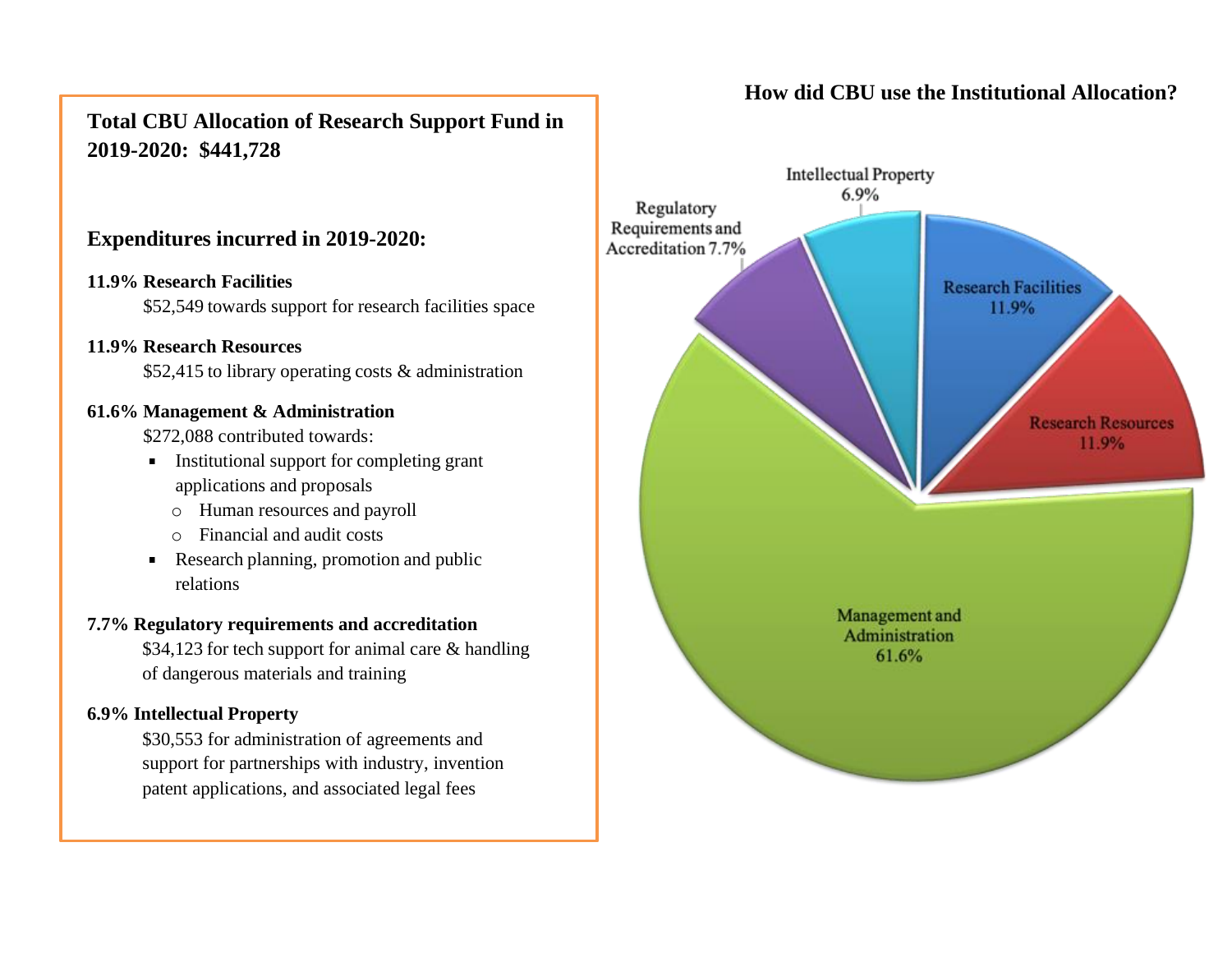**Total CBU Allocation of Research Support Fund in 2019-2020: $441,728**

## Expenditures incurred in 2019-2020:

**11.9% Research Facilities**

$52,549 towards support for research facilities space

**11.9% Research Resources**

$52,415 to library operating costs & administration

**61.6% Management & Administration**

$272,088 contributed towards:

- Institutional support for completing grant applications and proposals
  - Human resources and payroll
  - Financial and audit costs
- Research planning, promotion and public relations

**7.7% Regulatory requirements and accreditation**

$34,123 for tech support for animal care & handling of dangerous materials and training

**6.9% Intellectual Property**

$30,553 for administration of agreements and support for partnerships with industry, invention patent applications, and associated legal fees

## How did CBU use the Institutional Allocation?

Intellectual Property 6.9%

Regulatory Requirements and Accreditation 7.7%

Research Facilities 11.9%

Research Resources 11.9%

Management and Administration 61.6%